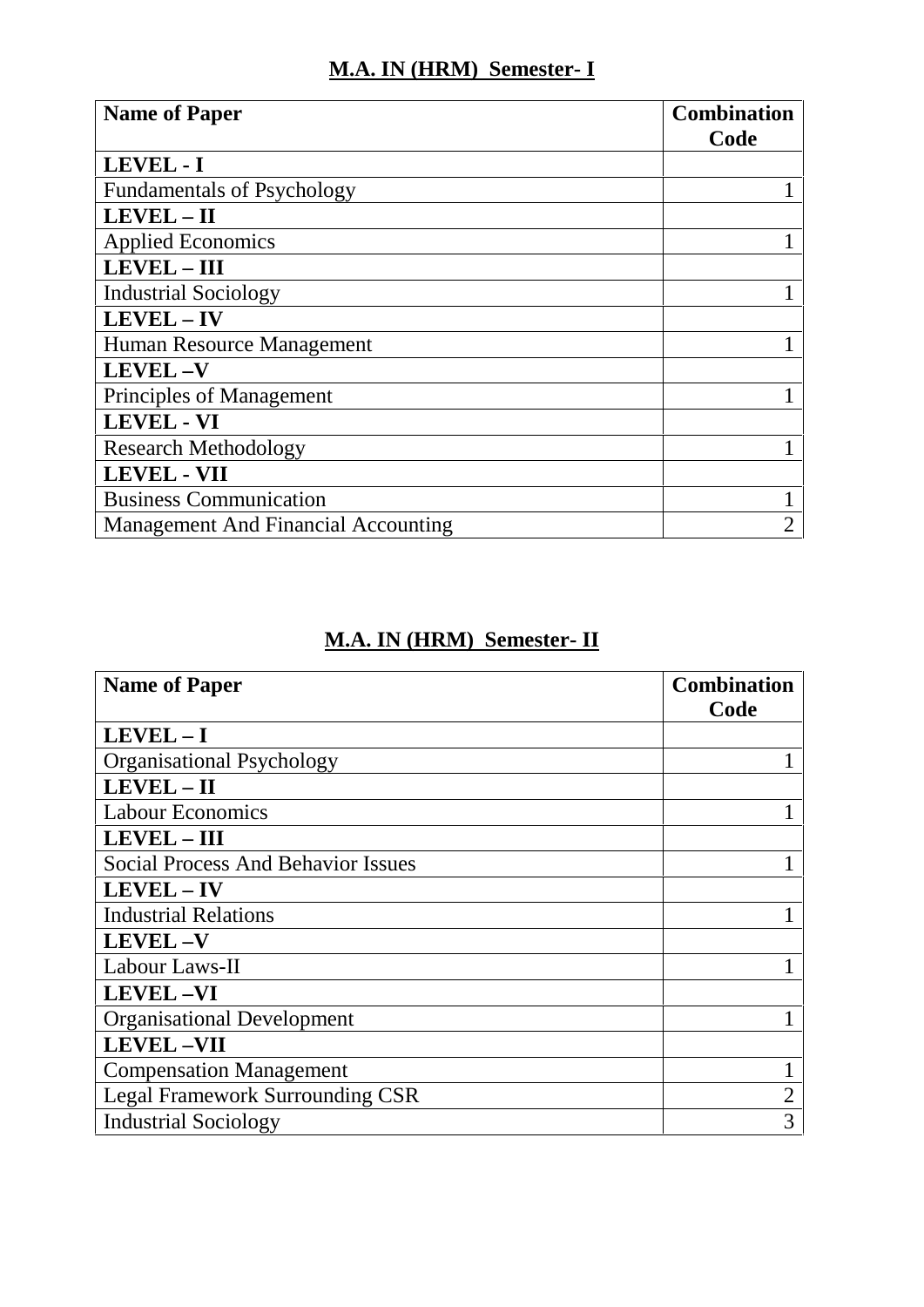## M.A. IN (HRM) Semester- I

| Name of Paper | Combination Code |
| --- | --- |
| **LEVEL - I** | |
| Fundamentals of Psychology | 1 |
| **LEVEL – II** | |
| Applied Economics | 1 |
| **LEVEL – III** | |
| Industrial Sociology | 1 |
| **LEVEL – IV** | |
| Human Resource Management | 1 |
| **LEVEL –V** | |
| Principles of Management | 1 |
| **LEVEL - VI** | |
| Research Methodology | 1 |
| **LEVEL - VII** | |
| Business Communication | 1 |
| Management And Financial Accounting | 2 |

## M.A. IN (HRM) Semester- II

| Name of Paper | Combination Code |
| --- | --- |
| **LEVEL – I** | |
| Organisational Psychology | 1 |
| **LEVEL – II** | |
| Labour Economics | 1 |
| **LEVEL – III** | |
| Social Process And Behavior Issues | 1 |
| **LEVEL – IV** | |
| Industrial Relations | 1 |
| **LEVEL –V** | |
| Labour Laws-II | 1 |
| **LEVEL –VI** | |
| Organisational Development | 1 |
| **LEVEL –VII** | |
| Compensation Management | 1 |
| Legal Framework Surrounding CSR | 2 |
| Industrial Sociology | 3 |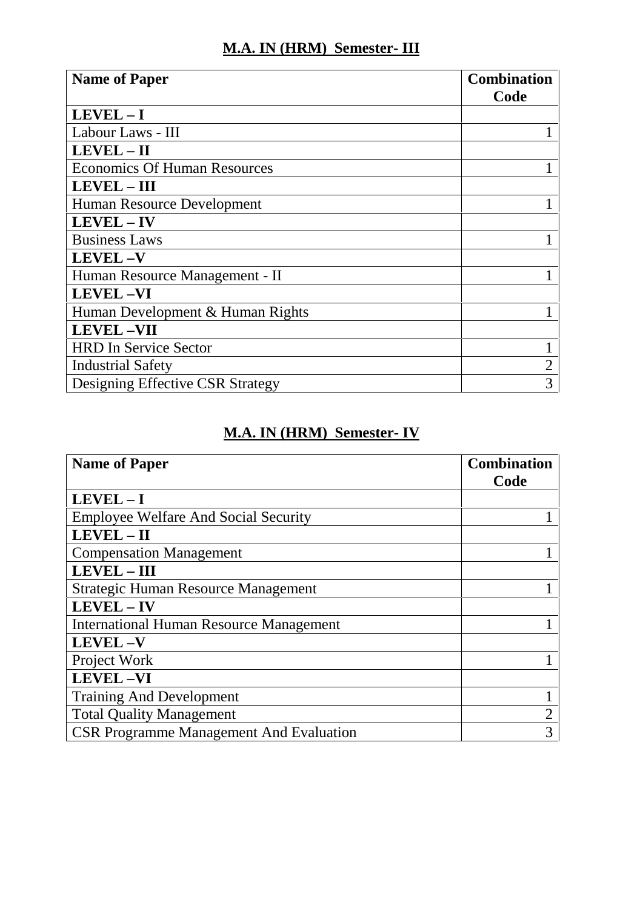## M.A. IN (HRM) Semester- III

| Name of Paper | Combination Code |
|---|---|
| **LEVEL – I** | |
| Labour Laws - III | 1 |
| **LEVEL – II** | |
| Economics Of Human Resources | 1 |
| **LEVEL – III** | |
| Human Resource Development | 1 |
| **LEVEL – IV** | |
| Business Laws | 1 |
| **LEVEL –V** | |
| Human Resource Management - II | 1 |
| **LEVEL –VI** | |
| Human Development & Human Rights | 1 |
| **LEVEL –VII** | |
| HRD In Service Sector | 1 |
| Industrial Safety | 2 |
| Designing Effective CSR Strategy | 3 |

## M.A. IN (HRM) Semester- IV

| Name of Paper | Combination Code |
|---|---|
| **LEVEL – I** | |
| Employee Welfare And Social Security | 1 |
| **LEVEL – II** | |
| Compensation Management | 1 |
| **LEVEL – III** | |
| Strategic Human Resource Management | 1 |
| **LEVEL – IV** | |
| International Human Resource Management | 1 |
| **LEVEL –V** | |
| Project Work | 1 |
| **LEVEL –VI** | |
| Training And Development | 1 |
| Total Quality Management | 2 |
| CSR Programme Management And Evaluation | 3 |